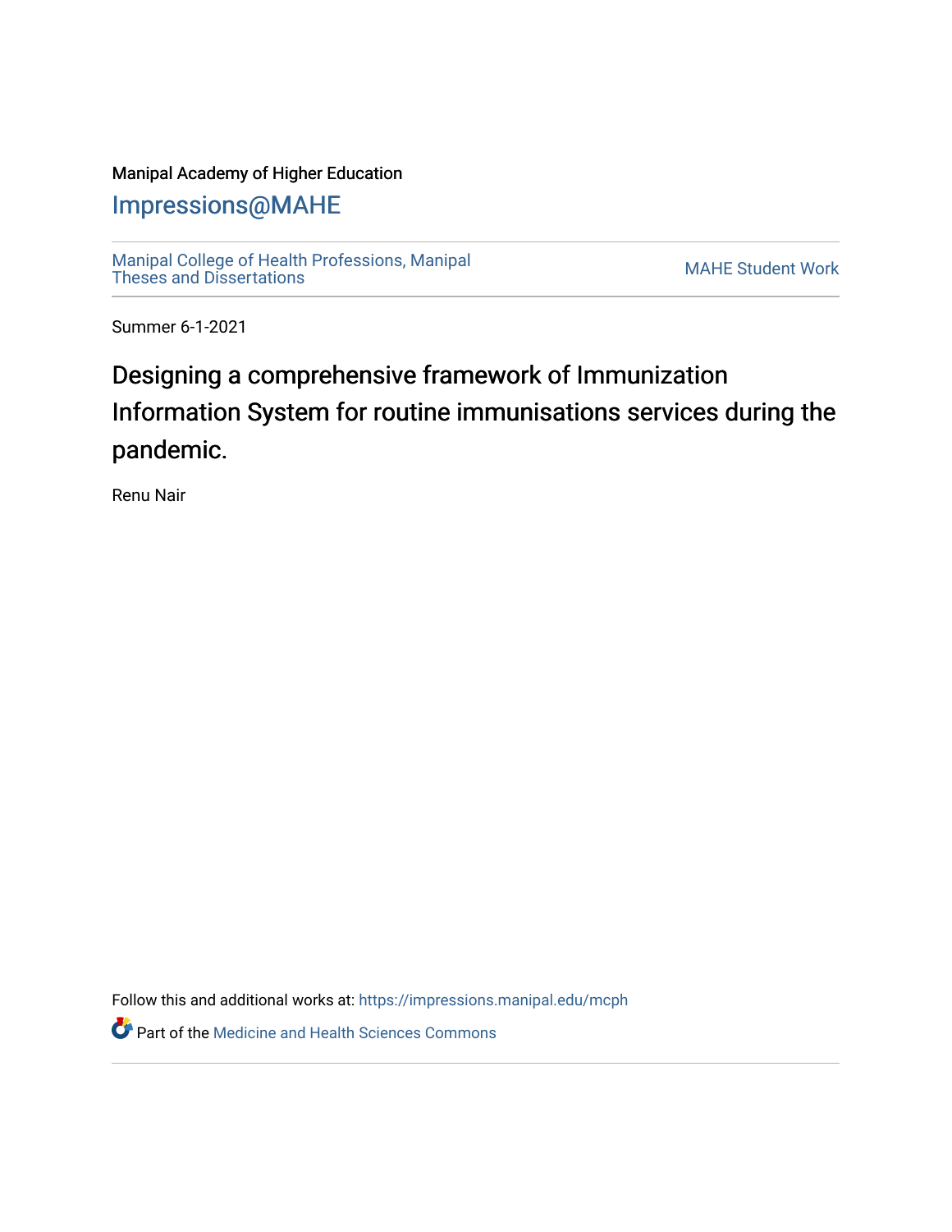Manipal Academy of Higher Education

## Impressions@MAHE

Manipal College of Health Professions, Manipal Theses and Dissertations

MAHE Student Work

Summer 6-1-2021

# Designing a comprehensive framework of Immunization Information System for routine immunisations services during the pandemic.

Renu Nair

Follow this and additional works at: https://impressions.manipal.edu/mcph

Part of the Medicine and Health Sciences Commons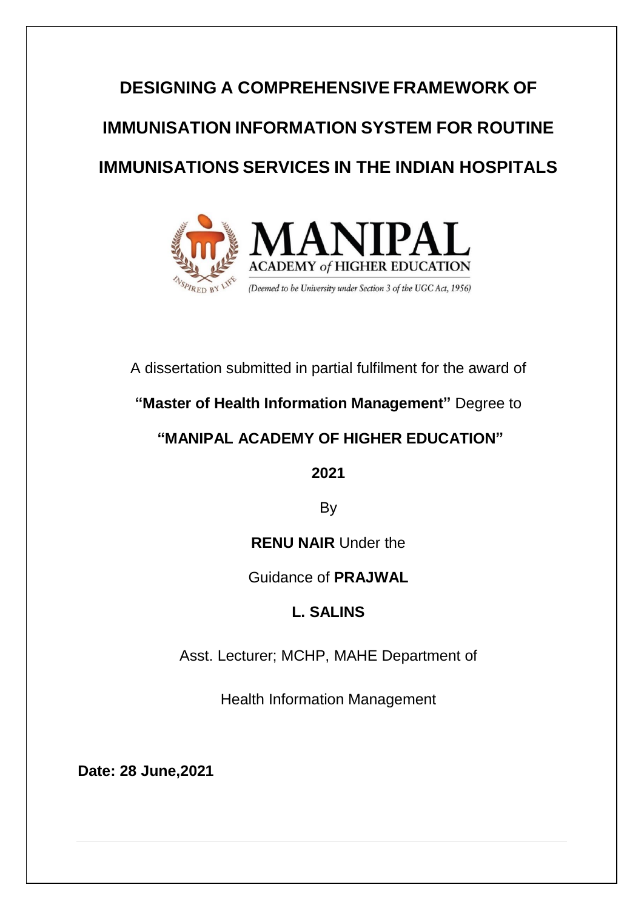# DESIGNING A COMPREHENSIVE FRAMEWORK OF IMMUNISATION INFORMATION SYSTEM FOR ROUTINE IMMUNISATIONS SERVICES IN THE INDIAN HOSPITALS

MANIPAL ACADEMY of HIGHER EDUCATION

(Deemed to be University under Section 3 of the UGC Act, 1956)

INSPIRED BY LIFE

A dissertation submitted in partial fulfilment for the award of

**"Master of Health Information Management"** Degree to

**"MANIPAL ACADEMY OF HIGHER EDUCATION"**

**2021**

By

**RENU NAIR** Under the

Guidance of **PRAJWAL**

**L. SALINS**

Asst. Lecturer; MCHP, MAHE Department of

Health Information Management

**Date: 28 June,2021**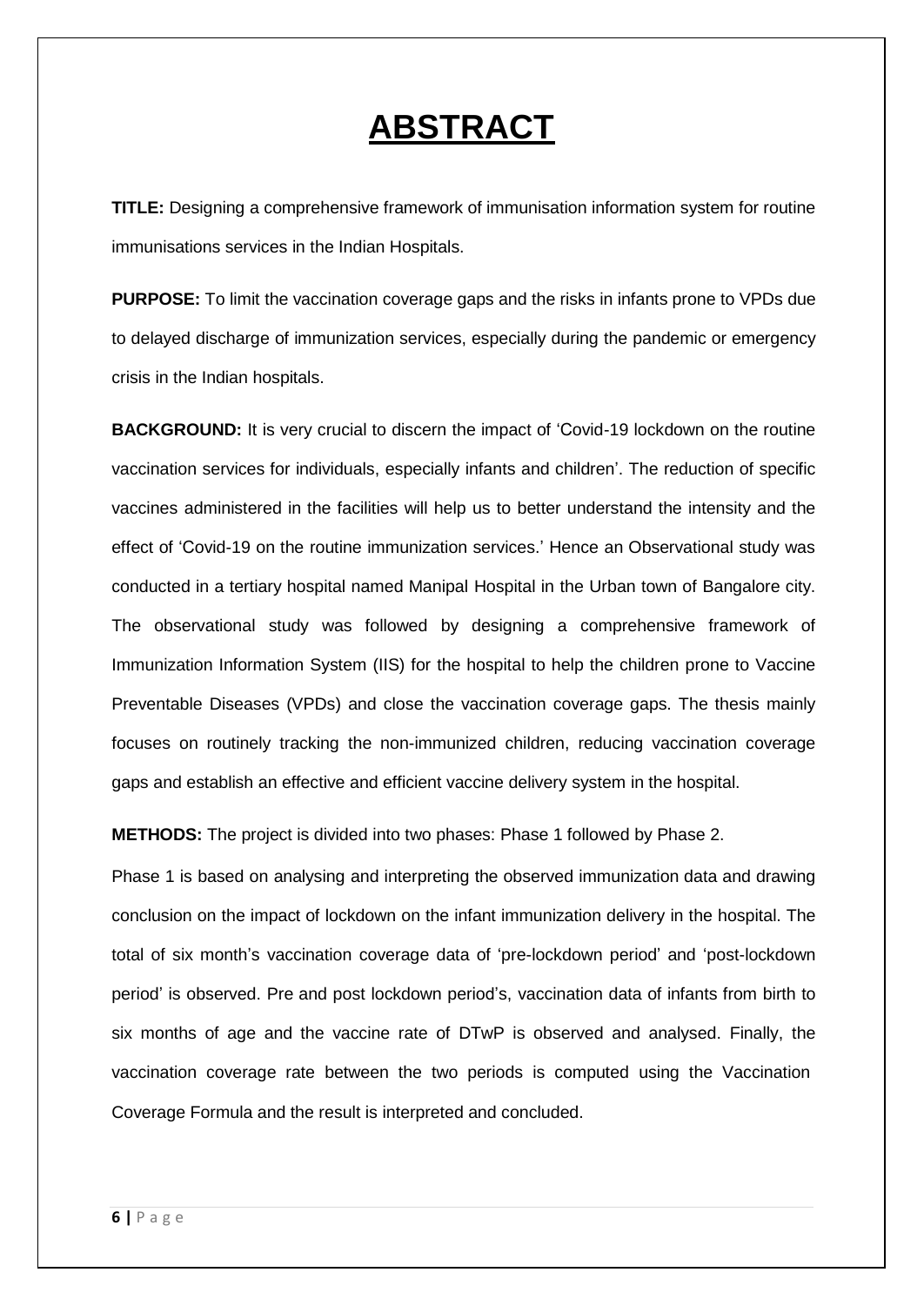# ABSTRACT

**TITLE:** Designing a comprehensive framework of immunisation information system for routine immunisations services in the Indian Hospitals.

**PURPOSE:** To limit the vaccination coverage gaps and the risks in infants prone to VPDs due to delayed discharge of immunization services, especially during the pandemic or emergency crisis in the Indian hospitals.

**BACKGROUND:** It is very crucial to discern the impact of 'Covid-19 lockdown on the routine vaccination services for individuals, especially infants and children'. The reduction of specific vaccines administered in the facilities will help us to better understand the intensity and the effect of 'Covid-19 on the routine immunization services.' Hence an Observational study was conducted in a tertiary hospital named Manipal Hospital in the Urban town of Bangalore city. The observational study was followed by designing a comprehensive framework of Immunization Information System (IIS) for the hospital to help the children prone to Vaccine Preventable Diseases (VPDs) and close the vaccination coverage gaps. The thesis mainly focuses on routinely tracking the non-immunized children, reducing vaccination coverage gaps and establish an effective and efficient vaccine delivery system in the hospital.

**METHODS:** The project is divided into two phases: Phase 1 followed by Phase 2.

Phase 1 is based on analysing and interpreting the observed immunization data and drawing conclusion on the impact of lockdown on the infant immunization delivery in the hospital. The total of six month's vaccination coverage data of 'pre-lockdown period' and 'post-lockdown period' is observed. Pre and post lockdown period's, vaccination data of infants from birth to six months of age and the vaccine rate of DTwP is observed and analysed. Finally, the vaccination coverage rate between the two periods is computed using the Vaccination Coverage Formula and the result is interpreted and concluded.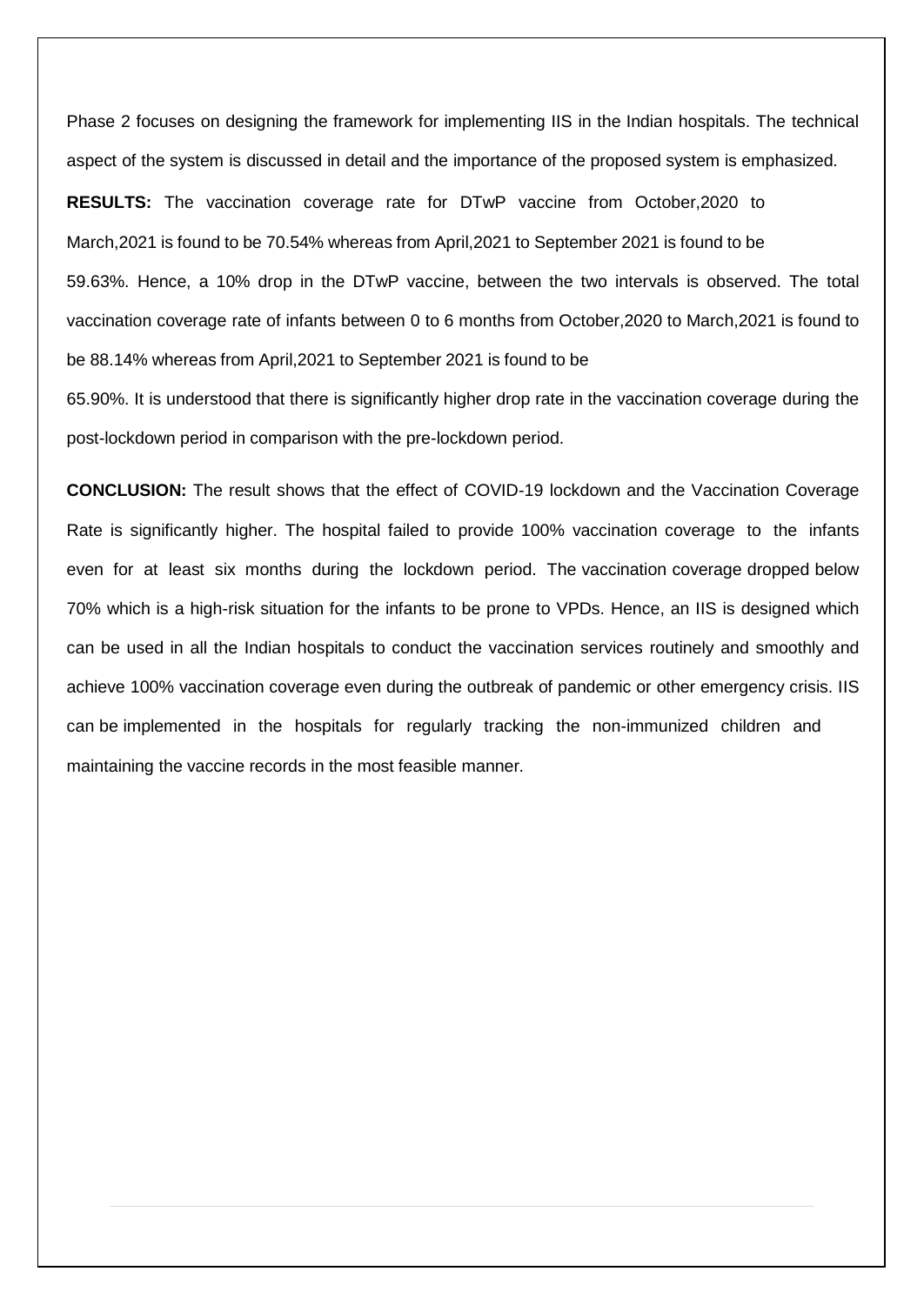Phase 2 focuses on designing the framework for implementing IIS in the Indian hospitals. The technical aspect of the system is discussed in detail and the importance of the proposed system is emphasized.

**RESULTS:** The vaccination coverage rate for DTwP vaccine from October,2020 to March,2021 is found to be 70.54% whereas from April,2021 to September 2021 is found to be 59.63%. Hence, a 10% drop in the DTwP vaccine, between the two intervals is observed. The total vaccination coverage rate of infants between 0 to 6 months from October,2020 to March,2021 is found to be 88.14% whereas from April,2021 to September 2021 is found to be 65.90%. It is understood that there is significantly higher drop rate in the vaccination coverage during the post-lockdown period in comparison with the pre-lockdown period.

**CONCLUSION:** The result shows that the effect of COVID-19 lockdown and the Vaccination Coverage Rate is significantly higher. The hospital failed to provide 100% vaccination coverage to the infants even for at least six months during the lockdown period. The vaccination coverage dropped below 70% which is a high-risk situation for the infants to be prone to VPDs. Hence, an IIS is designed which can be used in all the Indian hospitals to conduct the vaccination services routinely and smoothly and achieve 100% vaccination coverage even during the outbreak of pandemic or other emergency crisis. IIS can be implemented in the hospitals for regularly tracking the non-immunized children and maintaining the vaccine records in the most feasible manner.